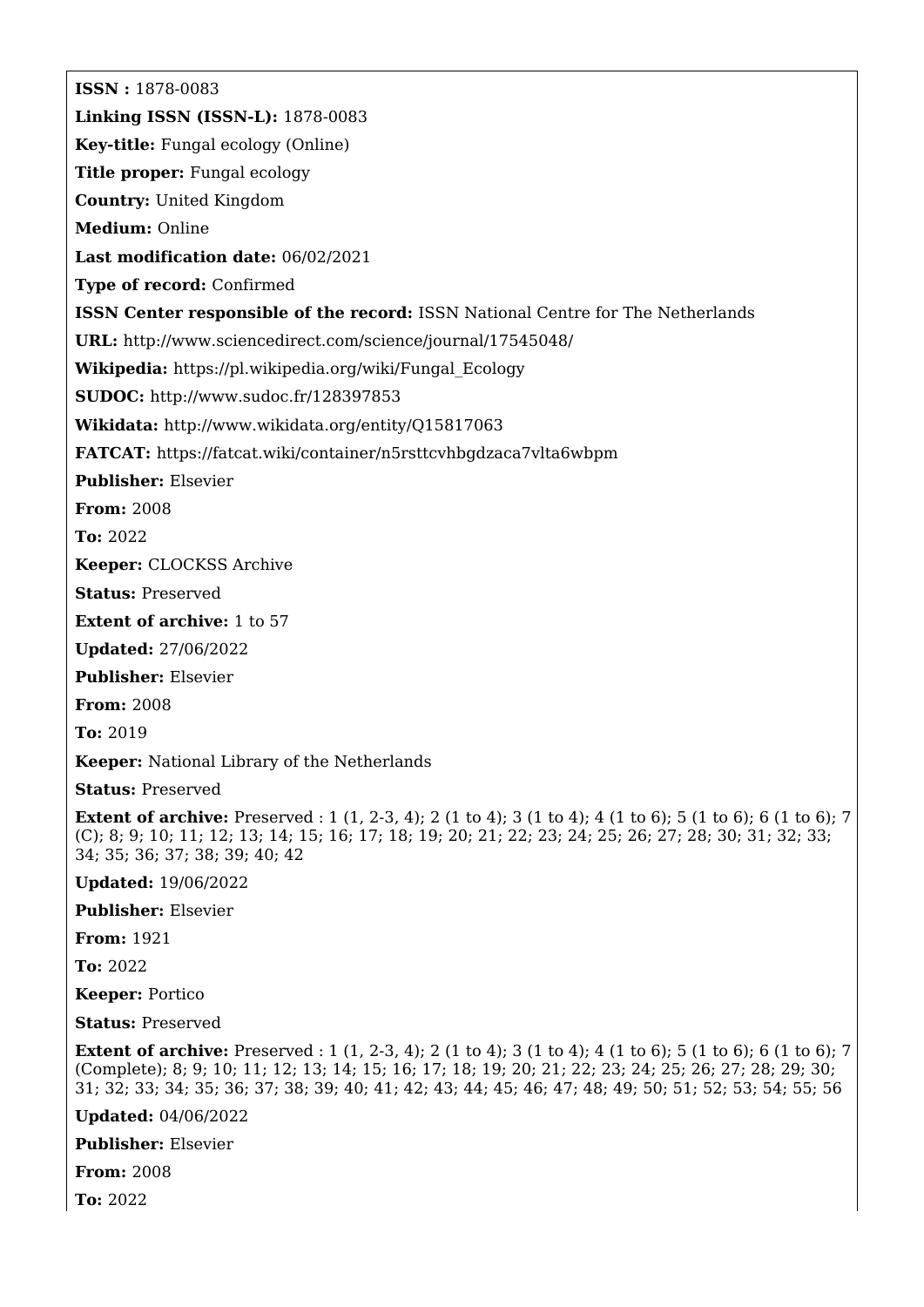**ISSN :** 1878-0083

**Linking ISSN (ISSN-L):** 1878-0083

**Key-title:** Fungal ecology (Online)

**Title proper:** Fungal ecology

**Country:** United Kingdom

**Medium:** Online

**Last modification date:** 06/02/2021

**Type of record:** Confirmed

**ISSN Center responsible of the record:** ISSN National Centre for The Netherlands

**URL:** http://www.sciencedirect.com/science/journal/17545048/

**Wikipedia:** https://pl.wikipedia.org/wiki/Fungal_Ecology

**SUDOC:** http://www.sudoc.fr/128397853

**Wikidata:** http://www.wikidata.org/entity/Q15817063

**FATCAT:** https://fatcat.wiki/container/n5rsttcvhbgdzaca7vlta6wbpm

**Publisher:** Elsevier

**From:** 2008

**To:** 2022

**Keeper:** CLOCKSS Archive

**Status:** Preserved

**Extent of archive:** 1 to 57

**Updated:** 27/06/2022

**Publisher:** Elsevier

**From:** 2008

**To:** 2019

**Keeper:** National Library of the Netherlands

**Status:** Preserved

**Extent of archive:** Preserved : 1 (1, 2-3, 4); 2 (1 to 4); 3 (1 to 4); 4 (1 to 6); 5 (1 to 6); 6 (1 to 6); 7 (C); 8; 9; 10; 11; 12; 13; 14; 15; 16; 17; 18; 19; 20; 21; 22; 23; 24; 25; 26; 27; 28; 30; 31; 32; 33; 34; 35; 36; 37; 38; 39; 40; 42

**Updated:** 19/06/2022

**Publisher:** Elsevier

**From:** 1921

**To:** 2022

**Keeper:** Portico

**Status:** Preserved

**Extent of archive:** Preserved : 1 (1, 2-3, 4); 2 (1 to 4); 3 (1 to 4); 4 (1 to 6); 5 (1 to 6); 6 (1 to 6); 7 (Complete); 8; 9; 10; 11; 12; 13; 14; 15; 16; 17; 18; 19; 20; 21; 22; 23; 24; 25; 26; 27; 28; 29; 30; 31; 32; 33; 34; 35; 36; 37; 38; 39; 40; 41; 42; 43; 44; 45; 46; 47; 48; 49; 50; 51; 52; 53; 54; 55; 56

**Updated:** 04/06/2022

**Publisher:** Elsevier

**From:** 2008

**To:** 2022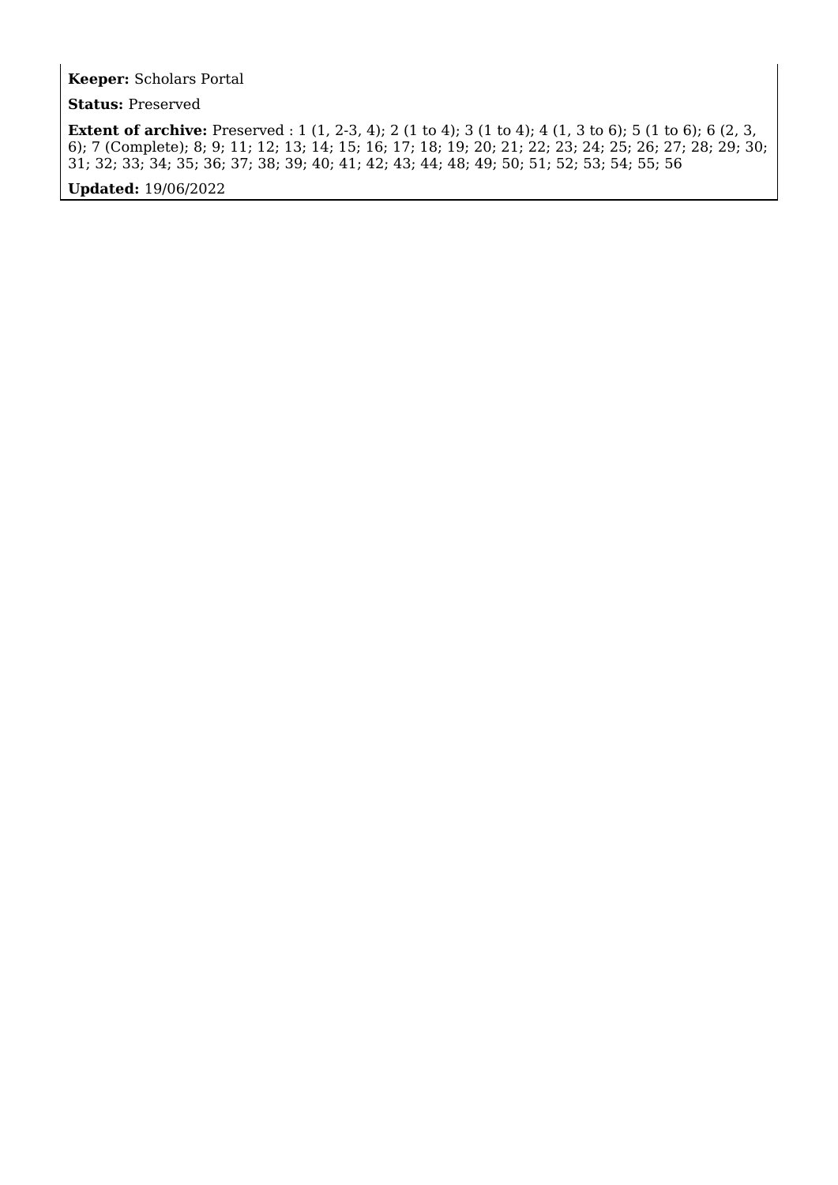**Keeper:** Scholars Portal

**Status:** Preserved

**Extent of archive:** Preserved : 1 (1, 2-3, 4); 2 (1 to 4); 3 (1 to 4); 4 (1, 3 to 6); 5 (1 to 6); 6 (2, 3, 6); 7 (Complete); 8; 9; 11; 12; 13; 14; 15; 16; 17; 18; 19; 20; 21; 22; 23; 24; 25; 26; 27; 28; 29; 30; 31; 32; 33; 34; 35; 36; 37; 38; 39; 40; 41; 42; 43; 44; 48; 49; 50; 51; 52; 53; 54; 55; 56

**Updated:** 19/06/2022